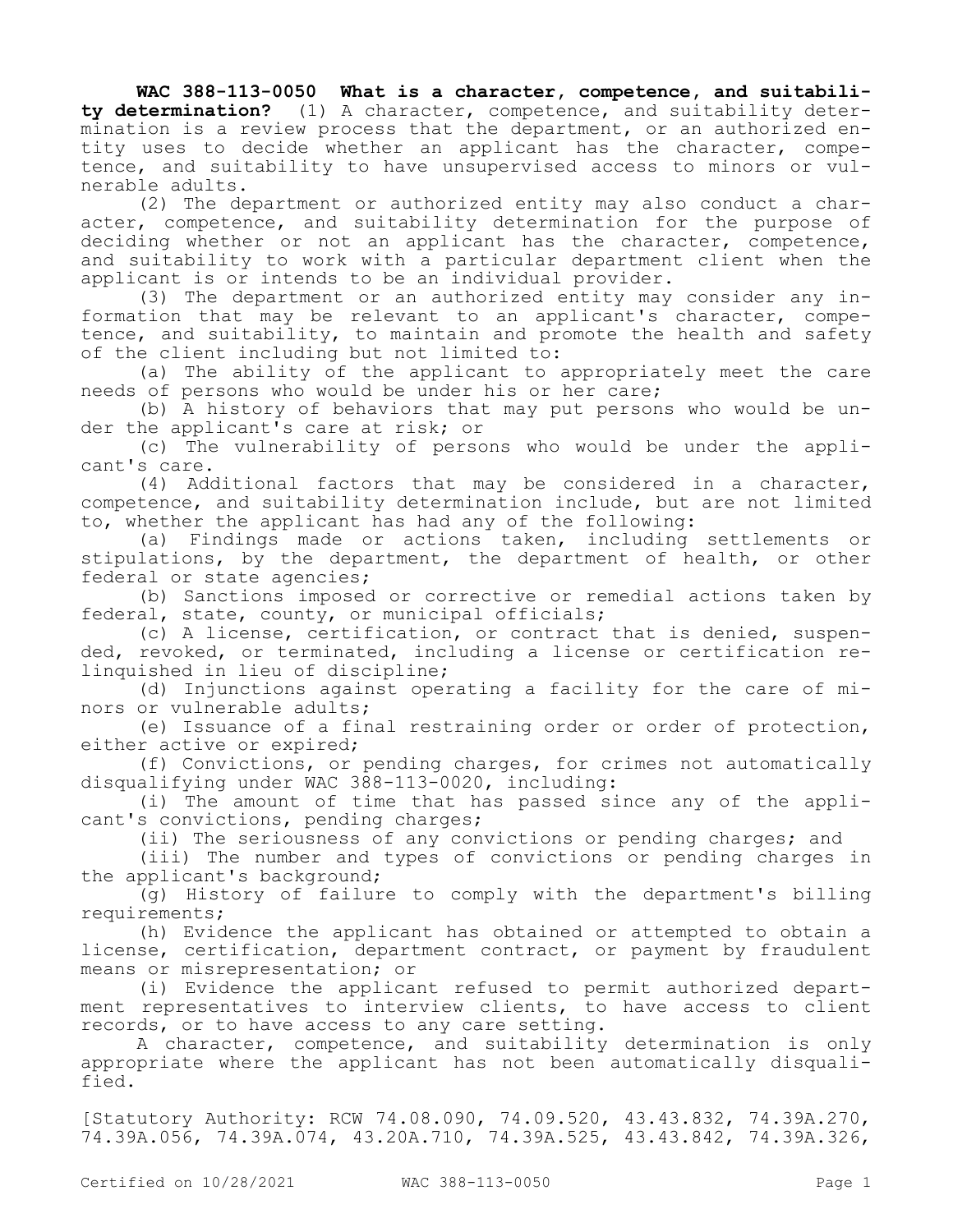**WAC 388-113-0050 What is a character, competence, and suitability determination?** (1) A character, competence, and suitability determination is a review process that the department, or an authorized entity uses to decide whether an applicant has the character, competence, and suitability to have unsupervised access to minors or vulnerable adults.

(2) The department or authorized entity may also conduct a character, competence, and suitability determination for the purpose of deciding whether or not an applicant has the character, competence, and suitability to work with a particular department client when the applicant is or intends to be an individual provider.

(3) The department or an authorized entity may consider any information that may be relevant to an applicant's character, competence, and suitability, to maintain and promote the health and safety of the client including but not limited to:

(a) The ability of the applicant to appropriately meet the care needs of persons who would be under his or her care;

(b) A history of behaviors that may put persons who would be under the applicant's care at risk; or

(c) The vulnerability of persons who would be under the applicant's care.

(4) Additional factors that may be considered in a character, competence, and suitability determination include, but are not limited to, whether the applicant has had any of the following:

(a) Findings made or actions taken, including settlements or stipulations, by the department, the department of health, or other federal or state agencies;

(b) Sanctions imposed or corrective or remedial actions taken by federal, state, county, or municipal officials;

(c) A license, certification, or contract that is denied, suspended, revoked, or terminated, including a license or certification relinquished in lieu of discipline;

(d) Injunctions against operating a facility for the care of minors or vulnerable adults;

(e) Issuance of a final restraining order or order of protection, either active or expired;

(f) Convictions, or pending charges, for crimes not automatically disqualifying under WAC 388-113-0020, including:

(i) The amount of time that has passed since any of the applicant's convictions, pending charges;

(ii) The seriousness of any convictions or pending charges; and

(iii) The number and types of convictions or pending charges in the applicant's background;

(g) History of failure to comply with the department's billing requirements;

(h) Evidence the applicant has obtained or attempted to obtain a license, certification, department contract, or payment by fraudulent means or misrepresentation; or

(i) Evidence the applicant refused to permit authorized department representatives to interview clients, to have access to client records, or to have access to any care setting.

A character, competence, and suitability determination is only appropriate where the applicant has not been automatically disqualified.

[Statutory Authority: RCW 74.08.090, 74.09.520, 43.43.832, 74.39A.270, 74.39A.056, 74.39A.074, 43.20A.710, 74.39A.525, 43.43.842, 74.39A.326,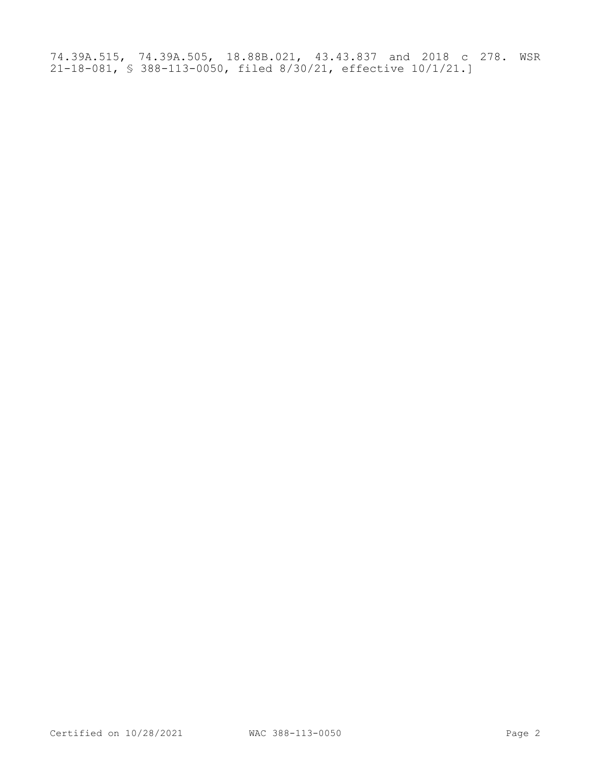74.39A.515, 74.39A.505, 18.88B.021, 43.43.837 and 2018 c 278. WSR 21-18-081, § 388-113-0050, filed 8/30/21, effective 10/1/21.]